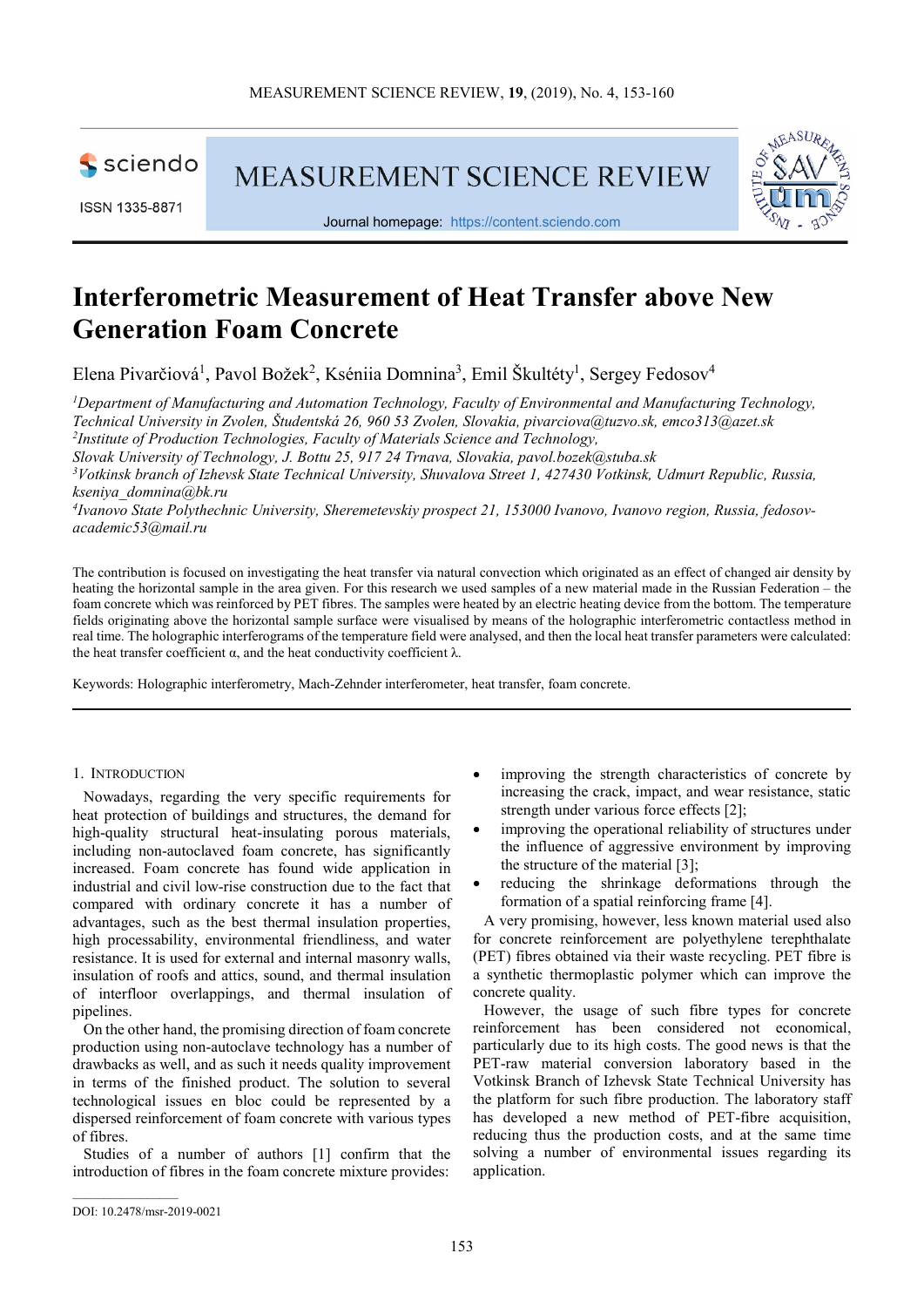# Interferometric Measurement of Heat Transfer above New Generation Foam Concrete

Elena Pivarčiová[1], Pavol Božek[2], Kséniia Domnina[3], Emil Škultéty[1], Sergey Fedosov[4]

[1]*Department of Manufacturing and Automation Technology, Faculty of Environmental and Manufacturing Technology, Technical University in Zvolen, Študentská 26, 960 53 Zvolen, Slovakia, pivarciova@tuzvo.sk, emco313@azet.sk*
[2]*Institute of Production Technologies, Faculty of Materials Science and Technology, Slovak University of Technology, J. Bottu 25, 917 24 Trnava, Slovakia, pavol.bozek@stuba.sk*
[3]*Votkinsk branch of Izhevsk State Technical University, Shuvalova Street 1, 427430 Votkinsk, Udmurt Republic, Russia, kseniya_domnina@bk.ru*
[4]*Ivanovo State Polythechnic University, Sheremetevskiy prospect 21, 153000 Ivanovo, Ivanovo region, Russia, fedosov-academic53@mail.ru*

The contribution is focused on investigating the heat transfer via natural convection which originated as an effect of changed air density by heating the horizontal sample in the area given. For this research we used samples of a new material made in the Russian Federation – the foam concrete which was reinforced by PET fibres. The samples were heated by an electric heating device from the bottom. The temperature fields originating above the horizontal sample surface were visualised by means of the holographic interferometric contactless method in real time. The holographic interferograms of the temperature field were analysed, and then the local heat transfer parameters were calculated: the heat transfer coefficient α, and the heat conductivity coefficient λ.

Keywords: Holographic interferometry, Mach-Zehnder interferometer, heat transfer, foam concrete.

## 1. Introduction

Nowadays, regarding the very specific requirements for heat protection of buildings and structures, the demand for high-quality structural heat-insulating porous materials, including non-autoclaved foam concrete, has significantly increased. Foam concrete has found wide application in industrial and civil low-rise construction due to the fact that compared with ordinary concrete it has a number of advantages, such as the best thermal insulation properties, high processability, environmental friendliness, and water resistance. It is used for external and internal masonry walls, insulation of roofs and attics, sound, and thermal insulation of interfloor overlappings, and thermal insulation of pipelines.

On the other hand, the promising direction of foam concrete production using non-autoclave technology has a number of drawbacks as well, and as such it needs quality improvement in terms of the finished product. The solution to several technological issues en bloc could be represented by a dispersed reinforcement of foam concrete with various types of fibres.

Studies of a number of authors [1] confirm that the introduction of fibres in the foam concrete mixture provides:

- improving the strength characteristics of concrete by increasing the crack, impact, and wear resistance, static strength under various force effects [2];
- improving the operational reliability of structures under the influence of aggressive environment by improving the structure of the material [3];
- reducing the shrinkage deformations through the formation of a spatial reinforcing frame [4].

A very promising, however, less known material used also for concrete reinforcement are polyethylene terephthalate (PET) fibres obtained via their waste recycling. PET fibre is a synthetic thermoplastic polymer which can improve the concrete quality.

However, the usage of such fibre types for concrete reinforcement has been considered not economical, particularly due to its high costs. The good news is that the PET-raw material conversion laboratory based in the Votkinsk Branch of Izhevsk State Technical University has the platform for such fibre production. The laboratory staff has developed a new method of PET-fibre acquisition, reducing thus the production costs, and at the same time solving a number of environmental issues regarding its application.

DOI: 10.2478/msr-2019-0021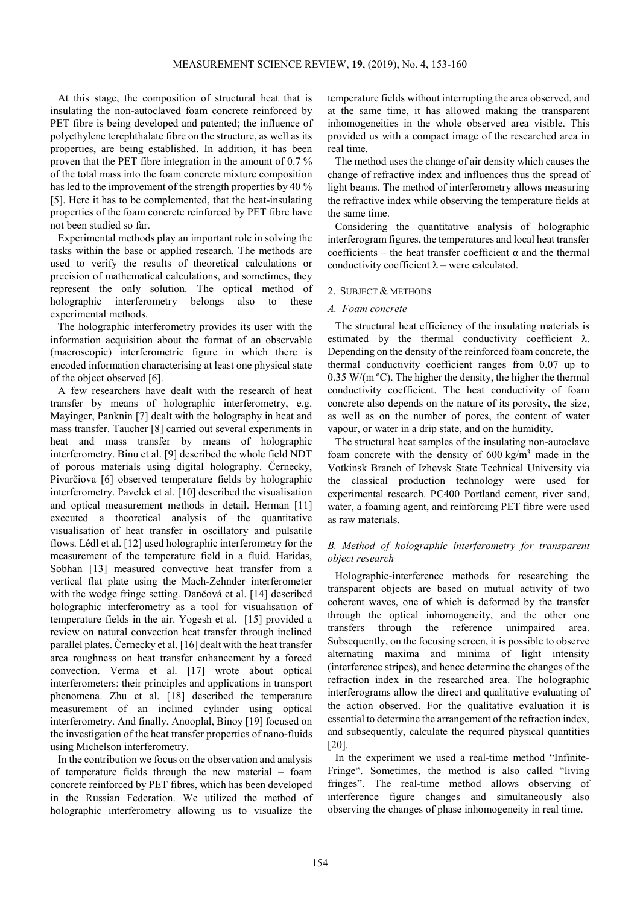At this stage, the composition of structural heat that is insulating the non-autoclaved foam concrete reinforced by PET fibre is being developed and patented; the influence of polyethylene terephthalate fibre on the structure, as well as its properties, are being established. In addition, it has been proven that the PET fibre integration in the amount of 0.7 % of the total mass into the foam concrete mixture composition has led to the improvement of the strength properties by 40 % [5]. Here it has to be complemented, that the heat-insulating properties of the foam concrete reinforced by PET fibre have not been studied so far.

Experimental methods play an important role in solving the tasks within the base or applied research. The methods are used to verify the results of theoretical calculations or precision of mathematical calculations, and sometimes, they represent the only solution. The optical method of holographic interferometry belongs also to these experimental methods.

The holographic interferometry provides its user with the information acquisition about the format of an observable (macroscopic) interferometric figure in which there is encoded information characterising at least one physical state of the object observed [6].

A few researchers have dealt with the research of heat transfer by means of holographic interferometry, e.g. Mayinger, Panknin [7] dealt with the holography in heat and mass transfer. Taucher [8] carried out several experiments in heat and mass transfer by means of holographic interferometry. Binu et al. [9] described the whole field NDT of porous materials using digital holography. Černecky, Pivarčiova [6] observed temperature fields by holographic interferometry. Pavelek et al. [10] described the visualisation and optical measurement methods in detail. Herman [11] executed a theoretical analysis of the quantitative visualisation of heat transfer in oscillatory and pulsatile flows. Lédl et al. [12] used holographic interferometry for the measurement of the temperature field in a fluid. Haridas, Sobhan [13] measured convective heat transfer from a vertical flat plate using the Mach-Zehnder interferometer with the wedge fringe setting. Dančová et al. [14] described holographic interferometry as a tool for visualisation of temperature fields in the air. Yogesh et al. [15] provided a review on natural convection heat transfer through inclined parallel plates. Černecky et al. [16] dealt with the heat transfer area roughness on heat transfer enhancement by a forced convection. Verma et al. [17] wrote about optical interferometers: their principles and applications in transport phenomena. Zhu et al. [18] described the temperature measurement of an inclined cylinder using optical interferometry. And finally, Anooplal, Binoy [19] focused on the investigation of the heat transfer properties of nano-fluids using Michelson interferometry.

In the contribution we focus on the observation and analysis of temperature fields through the new material – foam concrete reinforced by PET fibres, which has been developed in the Russian Federation. We utilized the method of holographic interferometry allowing us to visualize the temperature fields without interrupting the area observed, and at the same time, it has allowed making the transparent inhomogeneities in the whole observed area visible. This provided us with a compact image of the researched area in real time.

The method uses the change of air density which causes the change of refractive index and influences thus the spread of light beams. The method of interferometry allows measuring the refractive index while observing the temperature fields at the same time.

Considering the quantitative analysis of holographic interferogram figures, the temperatures and local heat transfer coefficients – the heat transfer coefficient $\alpha$ and the thermal conductivity coefficient $\lambda$ – were calculated.

## 2. SUBJECT & METHODS

### *A. Foam concrete*

The structural heat efficiency of the insulating materials is estimated by the thermal conductivity coefficient $\lambda$. Depending on the density of the reinforced foam concrete, the thermal conductivity coefficient ranges from 0.07 up to 0.35 W/(m ºC). The higher the density, the higher the thermal conductivity coefficient. The heat conductivity of foam concrete also depends on the nature of its porosity, the size, as well as on the number of pores, the content of water vapour, or water in a drip state, and on the humidity.

The structural heat samples of the insulating non-autoclave foam concrete with the density of 600 kg/m$^3$ made in the Votkinsk Branch of Izhevsk State Technical University via the classical production technology were used for experimental research. PC400 Portland cement, river sand, water, a foaming agent, and reinforcing PET fibre were used as raw materials.

### *B. Method of holographic interferometry for transparent object research*

Holographic-interference methods for researching the transparent objects are based on mutual activity of two coherent waves, one of which is deformed by the transfer through the optical inhomogeneity, and the other one transfers through the reference unimpaired area. Subsequently, on the focusing screen, it is possible to observe alternating maxima and minima of light intensity (interference stripes), and hence determine the changes of the refraction index in the researched area. The holographic interferograms allow the direct and qualitative evaluating of the action observed. For the qualitative evaluation it is essential to determine the arrangement of the refraction index, and subsequently, calculate the required physical quantities [20].

In the experiment we used a real-time method "Infinite-Fringe". Sometimes, the method is also called "living fringes". The real-time method allows observing of interference figure changes and simultaneously also observing the changes of phase inhomogeneity in real time.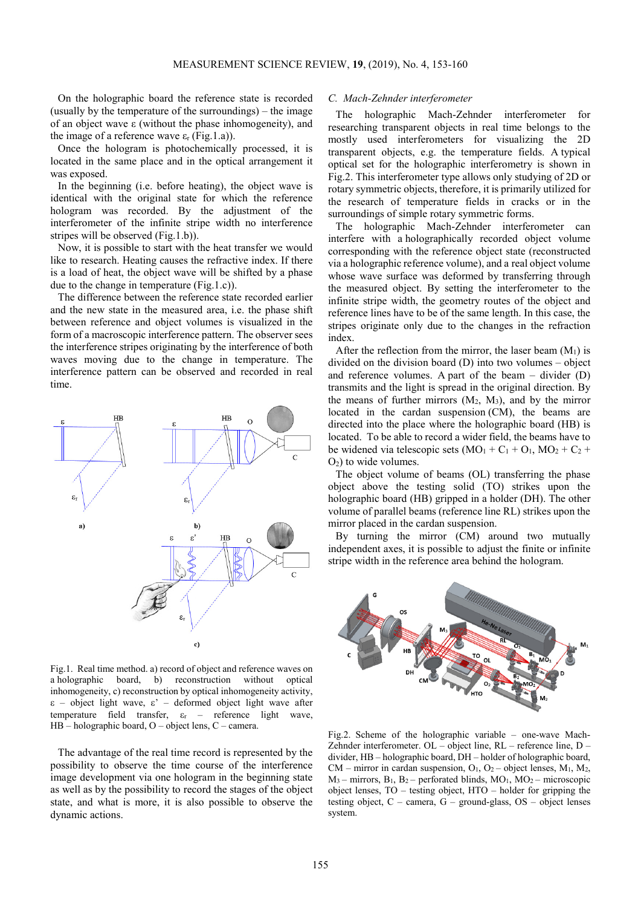On the holographic board the reference state is recorded (usually by the temperature of the surroundings) – the image of an object wave ε (without the phase inhomogeneity), and the image of a reference wave $\varepsilon_r$ (Fig.1.a)).

Once the hologram is photochemically processed, it is located in the same place and in the optical arrangement it was exposed.

In the beginning (i.e. before heating), the object wave is identical with the original state for which the reference hologram was recorded. By the adjustment of the interferometer of the infinite stripe width no interference stripes will be observed (Fig.1.b)).

Now, it is possible to start with the heat transfer we would like to research. Heating causes the refractive index. If there is a load of heat, the object wave will be shifted by a phase due to the change in temperature (Fig.1.c)).

The difference between the reference state recorded earlier and the new state in the measured area, i.e. the phase shift between reference and object volumes is visualized in the form of a macroscopic interference pattern. The observer sees the interference stripes originating by the interference of both waves moving due to the change in temperature. The interference pattern can be observed and recorded in real time.

Fig.1. Real time method. a) record of object and reference waves on a holographic board, b) reconstruction without optical inhomogeneity, c) reconstruction by optical inhomogeneity activity, ε – object light wave, ε' – deformed object light wave after temperature field transfer, $\varepsilon_r$ – reference light wave, HB – holographic board, O – object lens, C – camera.

The advantage of the real time record is represented by the possibility to observe the time course of the interference image development via one hologram in the beginning state as well as by the possibility to record the stages of the object state, and what is more, it is also possible to observe the dynamic actions.

### C. Mach-Zehnder interferometer

The holographic Mach-Zehnder interferometer for researching transparent objects in real time belongs to the mostly used interferometers for visualizing the 2D transparent objects, e.g. the temperature fields. A typical optical set for the holographic interferometry is shown in Fig.2. This interferometer type allows only studying of 2D or rotary symmetric objects, therefore, it is primarily utilized for the research of temperature fields in cracks or in the surroundings of simple rotary symmetric forms.

The holographic Mach-Zehnder interferometer can interfere with a holographically recorded object volume corresponding with the reference object state (reconstructed via a holographic reference volume), and a real object volume whose wave surface was deformed by transferring through the measured object. By setting the interferometer to the infinite stripe width, the geometry routes of the object and reference lines have to be of the same length. In this case, the stripes originate only due to the changes in the refraction index.

After the reflection from the mirror, the laser beam ($M_1$) is divided on the division board (D) into two volumes – object and reference volumes. A part of the beam – divider (D) transmits and the light is spread in the original direction. By the means of further mirrors ($M_2$, $M_3$), and by the mirror located in the cardan suspension (CM), the beams are directed into the place where the holographic board (HB) is located. To be able to record a wider field, the beams have to be widened via telescopic sets ($MO_1 + C_1 + O_1$, $MO_2 + C_2 + O_2$) to wide volumes.

The object volume of beams (OL) transferring the phase object above the testing solid (TO) strikes upon the holographic board (HB) gripped in a holder (DH). The other volume of parallel beams (reference line RL) strikes upon the mirror placed in the cardan suspension.

By turning the mirror (CM) around two mutually independent axes, it is possible to adjust the finite or infinite stripe width in the reference area behind the hologram.

Fig.2. Scheme of the holographic variable – one-wave Mach-Zehnder interferometer. OL – object line, RL – reference line, D – divider, HB – holographic board, DH – holder of holographic board, CM – mirror in cardan suspension, $O_1$, $O_2$ – object lenses, $M_1$, $M_2$, $M_3$ – mirrors, $B_1$, $B_2$ – perforated blinds, $MO_1$, $MO_2$ – microscopic object lenses, TO – testing object, HTO – holder for gripping the testing object, C – camera, G – ground-glass, OS – object lenses system.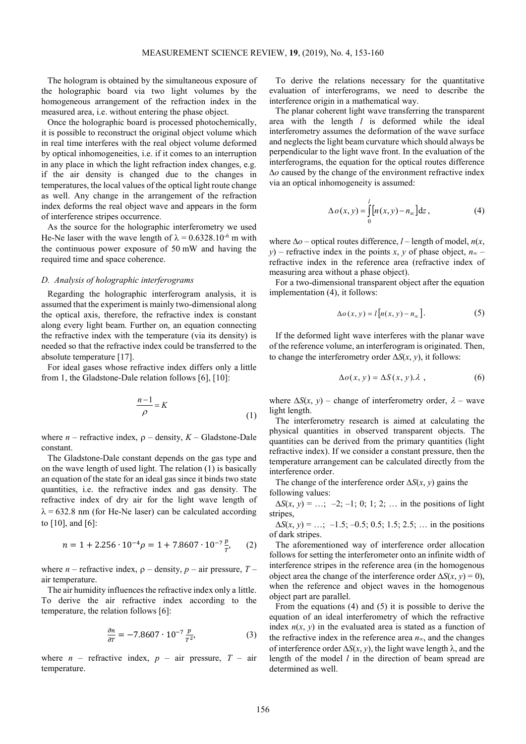The hologram is obtained by the simultaneous exposure of the holographic board via two light volumes by the homogeneous arrangement of the refraction index in the measured area, i.e. without entering the phase object.

Once the holographic board is processed photochemically, it is possible to reconstruct the original object volume which in real time interferes with the real object volume deformed by optical inhomogeneities, i.e. if it comes to an interruption in any place in which the light refraction index changes, e.g. if the air density is changed due to the changes in temperatures, the local values of the optical light route change as well. Any change in the arrangement of the refraction index deforms the real object wave and appears in the form of interference stripes occurrence.

As the source for the holographic interferometry we used He-Ne laser with the wave length of $\lambda = 0.6328.10^{-6}$ m with the continuous power exposure of 50 mW and having the required time and space coherence.

### D. Analysis of holographic interferograms

Regarding the holographic interferogram analysis, it is assumed that the experiment is mainly two-dimensional along the optical axis, therefore, the refractive index is constant along every light beam. Further on, an equation connecting the refractive index with the temperature (via its density) is needed so that the refractive index could be transferred to the absolute temperature [17].

For ideal gases whose refractive index differs only a little from 1, the Gladstone-Dale relation follows [6], [10]:

$$\frac{n-1}{\rho} = K \tag{1}$$

where $n$ – refractive index, $\rho$ – density, $K$ – Gladstone-Dale constant.

The Gladstone-Dale constant depends on the gas type and on the wave length of used light. The relation (1) is basically an equation of the state for an ideal gas since it binds two state quantities, i.e. the refractive index and gas density. The refractive index of dry air for the light wave length of $\lambda = 632.8$ nm (for He-Ne laser) can be calculated according to [10], and [6]:

$$n = 1 + 2.256 \cdot 10^{-4}\rho = 1 + 7.8607 \cdot 10^{-7}\frac{p}{T}, \tag{2}$$

where $n$ – refractive index, $\rho$ – density, $p$ – air pressure, $T$ – air temperature.

The air humidity influences the refractive index only a little. To derive the air refractive index according to the temperature, the relation follows [6]:

$$\frac{\partial n}{\partial T} = -7.8607 \cdot 10^{-7}\frac{p}{T^2}, \tag{3}$$

where $n$ – refractive index, $p$ – air pressure, $T$ – air temperature.

To derive the relations necessary for the quantitative evaluation of interferograms, we need to describe the interference origin in a mathematical way.

The planar coherent light wave transferring the transparent area with the length $l$ is deformed while the ideal interferometry assumes the deformation of the wave surface and neglects the light beam curvature which should always be perpendicular to the light wave front. In the evaluation of the interferograms, the equation for the optical routes difference $\Delta o$ caused by the change of the environment refractive index via an optical inhomogeneity is assumed:

$$\Delta o(x,y) = \int_0^l \left[n(x,y) - n_\infty\right] \mathrm{d}z\,, \tag{4}$$

where $\Delta o$ – optical routes difference, $l$ – length of model, $n(x, y)$ – refractive index in the points $x$, $y$ of phase object, $n_\infty$ – refractive index in the reference area (refractive index of measuring area without a phase object).

For a two-dimensional transparent object after the equation implementation (4), it follows:

$$\Delta o(x,y) = l\left[n(x,y) - n_\infty\right]. \tag{5}$$

If the deformed light wave interferes with the planar wave of the reference volume, an interferogram is originated. Then, to change the interferometry order $\Delta S(x, y)$, it follows:

$$\Delta o(x,y) = \Delta S(x,y).\lambda\;, \tag{6}$$

where $\Delta S(x, y)$ – change of interferometry order, $\lambda$ – wave light length.

The interferometry research is aimed at calculating the physical quantities in observed transparent objects. The quantities can be derived from the primary quantities (light refractive index). If we consider a constant pressure, then the temperature arrangement can be calculated directly from the interference order.

The change of the interference order $\Delta S(x, y)$ gains the following values:

$\Delta S(x, y) = \ldots;\ -2;\ -1;\ 0;\ 1;\ 2;\ \ldots$ in the positions of light stripes,

$\Delta S(x, y) = \ldots;\ -1.5;\ -0.5;\ 0.5;\ 1.5;\ 2.5;\ \ldots$ in the positions of dark stripes.

The aforementioned way of interference order allocation follows for setting the interferometer onto an infinite width of interference stripes in the reference area (in the homogenous object area the change of the interference order $\Delta S(x, y) = 0$), when the reference and object waves in the homogenous object part are parallel.

From the equations (4) and (5) it is possible to derive the equation of an ideal interferometry of which the refractive index $n(x, y)$ in the evaluated area is stated as a function of the refractive index in the reference area $n_\infty$, and the changes of interference order $\Delta S(x, y)$, the light wave length $\lambda$, and the length of the model $l$ in the direction of beam spread are determined as well.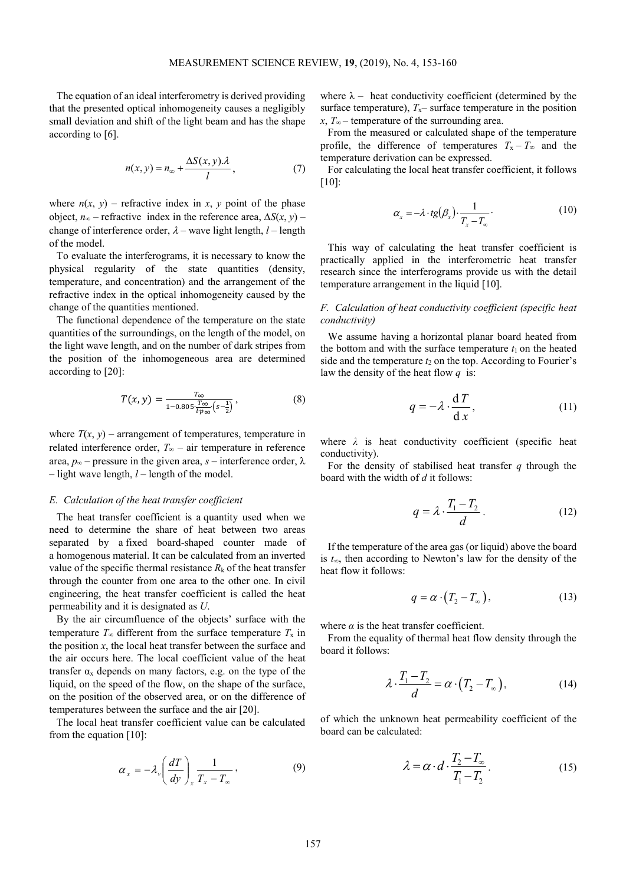The equation of an ideal interferometry is derived providing that the presented optical inhomogeneity causes a negligibly small deviation and shift of the light beam and has the shape according to [6].

$$n(x, y) = n_{\infty} + \frac{\Delta S(x, y).\lambda}{l}, \tag{7}$$

where $n(x, y)$ – refractive index in $x$, $y$ point of the phase object, $n_{\infty}$ – refractive index in the reference area, $\Delta S(x, y)$ – change of interference order, $\lambda$ – wave light length, $l$ – length of the model.

To evaluate the interferograms, it is necessary to know the physical regularity of the state quantities (density, temperature, and concentration) and the arrangement of the refractive index in the optical inhomogeneity caused by the change of the quantities mentioned.

The functional dependence of the temperature on the state quantities of the surroundings, on the length of the model, on the light wave length, and on the number of dark stripes from the position of the inhomogeneous area are determined according to [20]:

$$T(x, y) = \frac{T_{\infty}}{1 - 0.805 \cdot \frac{T_{\infty}}{l \cdot p_{\infty}} \cdot \left(s - \frac{1}{2}\right)}, \tag{8}$$

where $T(x, y)$ – arrangement of temperatures, temperature in related interference order, $T_{\infty}$ – air temperature in reference area, $p_{\infty}$ – pressure in the given area, $s$ – interference order, $\lambda$ – light wave length, $l$ – length of the model.

### *E. Calculation of the heat transfer coefficient*

The heat transfer coefficient is a quantity used when we need to determine the share of heat between two areas separated by a fixed board-shaped counter made of a homogenous material. It can be calculated from an inverted value of the specific thermal resistance $R_k$ of the heat transfer through the counter from one area to the other one. In civil engineering, the heat transfer coefficient is called the heat permeability and it is designated as $U$.

By the air circumfluence of the objects' surface with the temperature $T_{\infty}$ different from the surface temperature $T_x$ in the position $x$, the local heat transfer between the surface and the air occurs here. The local coefficient value of the heat transfer $\alpha_x$ depends on many factors, e.g. on the type of the liquid, on the speed of the flow, on the shape of the surface, on the position of the observed area, or on the difference of temperatures between the surface and the air [20].

The local heat transfer coefficient value can be calculated from the equation [10]:

$$\alpha_x = -\lambda_v \left(\frac{dT}{dy}\right)_x \frac{1}{T_x - T_{\infty}}, \tag{9}$$

where $\lambda$ – heat conductivity coefficient (determined by the surface temperature), $T_x$– surface temperature in the position $x$, $T_{\infty}$ – temperature of the surrounding area.

From the measured or calculated shape of the temperature profile, the difference of temperatures $T_x - T_{\infty}$ and the temperature derivation can be expressed.

For calculating the local heat transfer coefficient, it follows [10]:

$$\alpha_x = -\lambda \cdot tg(\beta_x) \cdot \frac{1}{T_x - T_{\infty}}. \tag{10}$$

This way of calculating the heat transfer coefficient is practically applied in the interferometric heat transfer research since the interferograms provide us with the detail temperature arrangement in the liquid [10].

### *F. Calculation of heat conductivity coefficient (specific heat conductivity)*

We assume having a horizontal planar board heated from the bottom and with the surface temperature $t_1$ on the heated side and the temperature $t_2$ on the top. According to Fourier's law the density of the heat flow $q$ is:

$$q = -\lambda \cdot \frac{\mathrm{d}T}{\mathrm{d}x}, \tag{11}$$

where $\lambda$ is heat conductivity coefficient (specific heat conductivity).

For the density of stabilised heat transfer $q$ through the board with the width of $d$ it follows:

$$q = \lambda \cdot \frac{T_1 - T_2}{d}. \tag{12}$$

If the temperature of the area gas (or liquid) above the board is $t_{\infty}$, then according to Newton's law for the density of the heat flow it follows:

$$q = \alpha \cdot \left(T_2 - T_{\infty}\right), \tag{13}$$

where $\alpha$ is the heat transfer coefficient.

From the equality of thermal heat flow density through the board it follows:

$$\lambda \cdot \frac{T_1 - T_2}{d} = \alpha \cdot \left(T_2 - T_{\infty}\right), \tag{14}$$

of which the unknown heat permeability coefficient of the board can be calculated:

$$\lambda = \alpha \cdot d \cdot \frac{T_2 - T_{\infty}}{T_1 - T_2}. \tag{15}$$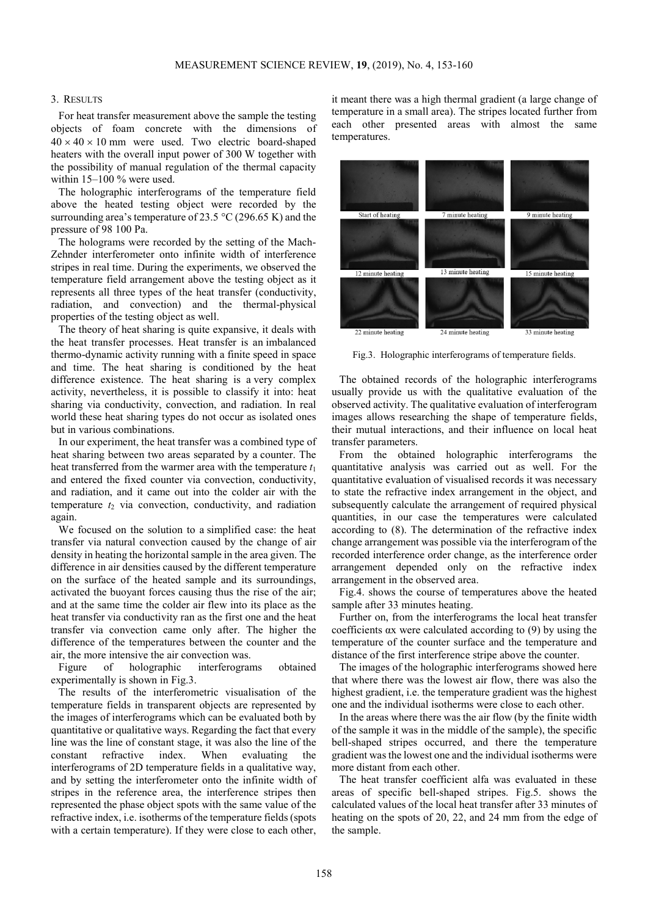## 3. RESULTS

For heat transfer measurement above the sample the testing objects of foam concrete with the dimensions of $40 \times 40 \times 10$ mm were used. Two electric board-shaped heaters with the overall input power of 300 W together with the possibility of manual regulation of the thermal capacity within 15–100 % were used.

The holographic interferograms of the temperature field above the heated testing object were recorded by the surrounding area's temperature of 23.5 °C (296.65 K) and the pressure of 98 100 Pa.

The holograms were recorded by the setting of the Mach-Zehnder interferometer onto infinite width of interference stripes in real time. During the experiments, we observed the temperature field arrangement above the testing object as it represents all three types of the heat transfer (conductivity, radiation, and convection) and the thermal-physical properties of the testing object as well.

The theory of heat sharing is quite expansive, it deals with the heat transfer processes. Heat transfer is an imbalanced thermo-dynamic activity running with a finite speed in space and time. The heat sharing is conditioned by the heat difference existence. The heat sharing is a very complex activity, nevertheless, it is possible to classify it into: heat sharing via conductivity, convection, and radiation. In real world these heat sharing types do not occur as isolated ones but in various combinations.

In our experiment, the heat transfer was a combined type of heat sharing between two areas separated by a counter. The heat transferred from the warmer area with the temperature $t_1$ and entered the fixed counter via convection, conductivity, and radiation, and it came out into the colder air with the temperature $t_2$ via convection, conductivity, and radiation again.

We focused on the solution to a simplified case: the heat transfer via natural convection caused by the change of air density in heating the horizontal sample in the area given. The difference in air densities caused by the different temperature on the surface of the heated sample and its surroundings, activated the buoyant forces causing thus the rise of the air; and at the same time the colder air flew into its place as the heat transfer via conductivity ran as the first one and the heat transfer via convection came only after. The higher the difference of the temperatures between the counter and the air, the more intensive the air convection was.

Figure of holographic interferograms obtained experimentally is shown in Fig.3.

The results of the interferometric visualisation of the temperature fields in transparent objects are represented by the images of interferograms which can be evaluated both by quantitative or qualitative ways. Regarding the fact that every line was the line of constant stage, it was also the line of the constant refractive index. When evaluating the interferograms of 2D temperature fields in a qualitative way, and by setting the interferometer onto the infinite width of stripes in the reference area, the interference stripes then represented the phase object spots with the same value of the refractive index, i.e. isotherms of the temperature fields (spots with a certain temperature). If they were close to each other, it meant there was a high thermal gradient (a large change of temperature in a small area). The stripes located further from each other presented areas with almost the same temperatures.

Start of heating | 7 minute heating | 9 minute heating | 12 minute heating | 13 minute heating | 15 minute heating | 22 minute heating | 24 minute heating | 33 minute heating

Fig.3. Holographic interferograms of temperature fields.

The obtained records of the holographic interferograms usually provide us with the qualitative evaluation of the observed activity. The qualitative evaluation of interferogram images allows researching the shape of temperature fields, their mutual interactions, and their influence on local heat transfer parameters.

From the obtained holographic interferograms the quantitative analysis was carried out as well. For the quantitative evaluation of visualised records it was necessary to state the refractive index arrangement in the object, and subsequently calculate the arrangement of required physical quantities, in our case the temperatures were calculated according to (8). The determination of the refractive index change arrangement was possible via the interferogram of the recorded interference order change, as the interference order arrangement depended only on the refractive index arrangement in the observed area.

Fig.4. shows the course of temperatures above the heated sample after 33 minutes heating.

Further on, from the interferograms the local heat transfer coefficients $\alpha x$ were calculated according to (9) by using the temperature of the counter surface and the temperature and distance of the first interference stripe above the counter.

The images of the holographic interferograms showed here that where there was the lowest air flow, there was also the highest gradient, i.e. the temperature gradient was the highest one and the individual isotherms were close to each other.

In the areas where there was the air flow (by the finite width of the sample it was in the middle of the sample), the specific bell-shaped stripes occurred, and there the temperature gradient was the lowest one and the individual isotherms were more distant from each other.

The heat transfer coefficient alfa was evaluated in these areas of specific bell-shaped stripes. Fig.5. shows the calculated values of the local heat transfer after 33 minutes of heating on the spots of 20, 22, and 24 mm from the edge of the sample.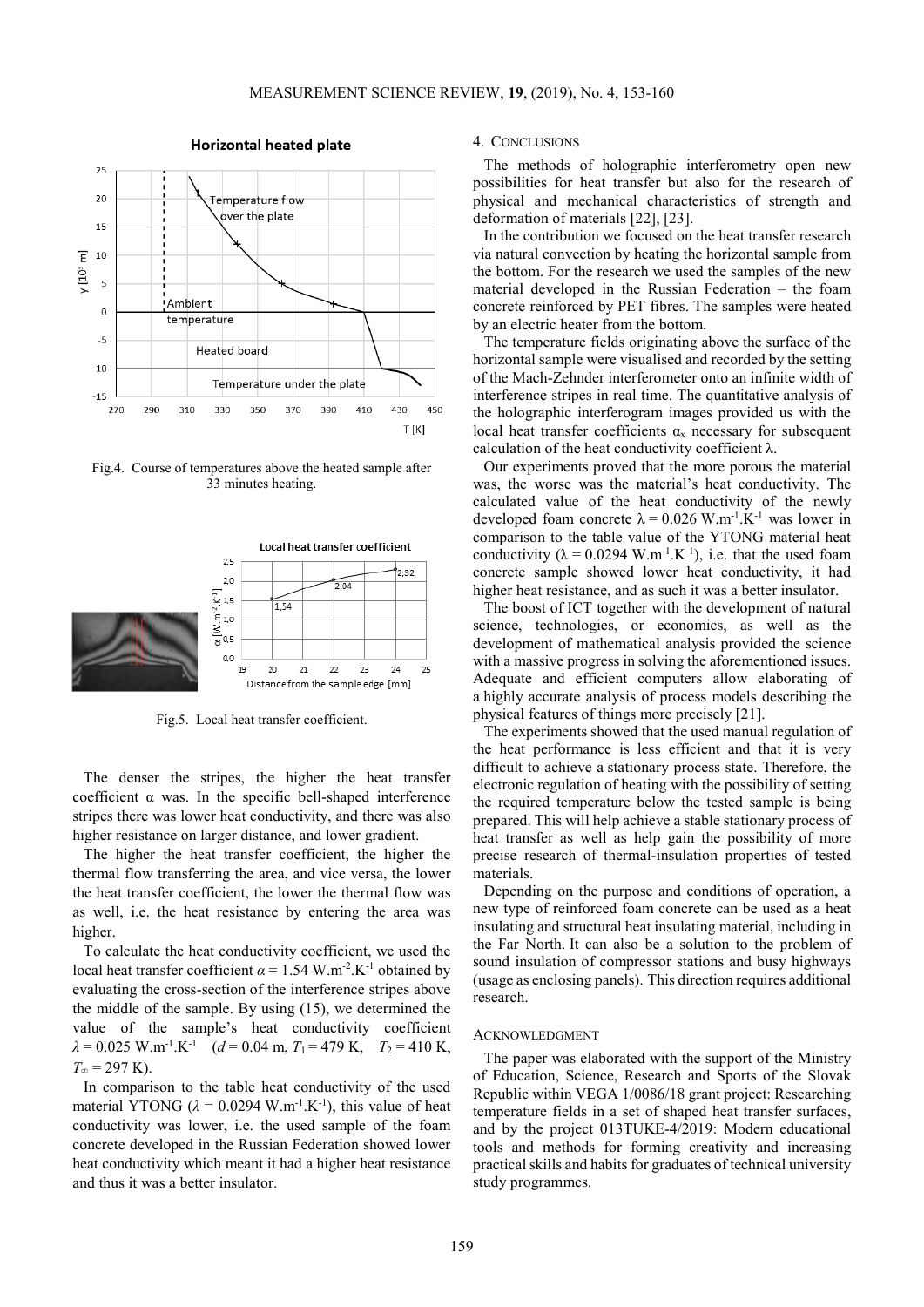Fig.4. Course of temperatures above the heated sample after 33 minutes heating.

Fig.5. Local heat transfer coefficient.

The denser the stripes, the higher the heat transfer coefficient α was. In the specific bell-shaped interference stripes there was lower heat conductivity, and there was also higher resistance on larger distance, and lower gradient.

The higher the heat transfer coefficient, the higher the thermal flow transferring the area, and vice versa, the lower the heat transfer coefficient, the lower the thermal flow was as well, i.e. the heat resistance by entering the area was higher.

To calculate the heat conductivity coefficient, we used the local heat transfer coefficient $\alpha = 1.54$ W.m$^{-2}$.K$^{-1}$ obtained by evaluating the cross-section of the interference stripes above the middle of the sample. By using (15), we determined the value of the sample's heat conductivity coefficient $\lambda = 0.025$ W.m$^{-1}$.K$^{-1}$ ($d = 0.04$ m, $T_1 = 479$ K, $T_2 = 410$ K, $T_\infty = 297$ K).

In comparison to the table heat conductivity of the used material YTONG ($\lambda = 0.0294$ W.m$^{-1}$.K$^{-1}$), this value of heat conductivity was lower, i.e. the used sample of the foam concrete developed in the Russian Federation showed lower heat conductivity which meant it had a higher heat resistance and thus it was a better insulator.

## 4. Conclusions

The methods of holographic interferometry open new possibilities for heat transfer but also for the research of physical and mechanical characteristics of strength and deformation of materials [22], [23].

In the contribution we focused on the heat transfer research via natural convection by heating the horizontal sample from the bottom. For the research we used the samples of the new material developed in the Russian Federation – the foam concrete reinforced by PET fibres. The samples were heated by an electric heater from the bottom.

The temperature fields originating above the surface of the horizontal sample were visualised and recorded by the setting of the Mach-Zehnder interferometer onto an infinite width of interference stripes in real time. The quantitative analysis of the holographic interferogram images provided us with the local heat transfer coefficients $\alpha_x$ necessary for subsequent calculation of the heat conductivity coefficient λ.

Our experiments proved that the more porous the material was, the worse was the material's heat conductivity. The calculated value of the heat conductivity of the newly developed foam concrete $\lambda = 0.026$ W.m$^{-1}$.K$^{-1}$ was lower in comparison to the table value of the YTONG material heat conductivity ($\lambda = 0.0294$ W.m$^{-1}$.K$^{-1}$), i.e. that the used foam concrete sample showed lower heat conductivity, it had higher heat resistance, and as such it was a better insulator.

The boost of ICT together with the development of natural science, technologies, or economics, as well as the development of mathematical analysis provided the science with a massive progress in solving the aforementioned issues. Adequate and efficient computers allow elaborating of a highly accurate analysis of process models describing the physical features of things more precisely [21].

The experiments showed that the used manual regulation of the heat performance is less efficient and that it is very difficult to achieve a stationary process state. Therefore, the electronic regulation of heating with the possibility of setting the required temperature below the tested sample is being prepared. This will help achieve a stable stationary process of heat transfer as well as help gain the possibility of more precise research of thermal-insulation properties of tested materials.

Depending on the purpose and conditions of operation, a new type of reinforced foam concrete can be used as a heat insulating and structural heat insulating material, including in the Far North. It can also be a solution to the problem of sound insulation of compressor stations and busy highways (usage as enclosing panels). This direction requires additional research.

## Acknowledgment

The paper was elaborated with the support of the Ministry of Education, Science, Research and Sports of the Slovak Republic within VEGA 1/0086/18 grant project: Researching temperature fields in a set of shaped heat transfer surfaces, and by the project 013TUKE-4/2019: Modern educational tools and methods for forming creativity and increasing practical skills and habits for graduates of technical university study programmes.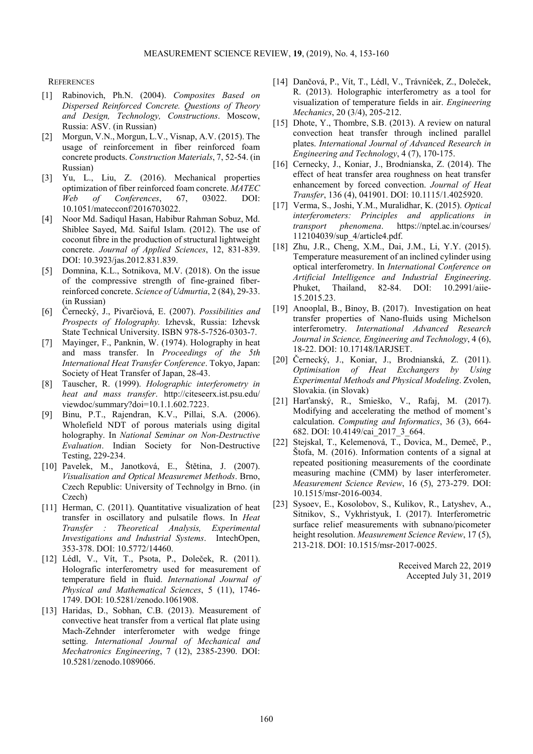## REFERENCES

[1] Rabinovich, Ph.N. (2004). *Composites Based on Dispersed Reinforced Concrete. Questions of Theory and Design, Technology, Constructions*. Moscow, Russia: ASV. (in Russian)

[2] Morgun, V.N., Morgun, L.V., Visnap, A.V. (2015). The usage of reinforcement in fiber reinforced foam concrete products. *Construction Materials*, 7, 52-54. (in Russian)

[3] Yu, L., Liu, Z. (2016). Mechanical properties optimization of fiber reinforced foam concrete. *MATEC Web of Conferences*, 67, 03022. DOI: 10.1051/matecconf/2016703022.

[4] Noor Md. Sadiqul Hasan, Habibur Rahman Sobuz, Md. Shiblee Sayed, Md. Saiful Islam. (2012). The use of coconut fibre in the production of structural lightweight concrete. *Journal of Applied Sciences*, 12, 831-839. DOI: 10.3923/jas.2012.831.839.

[5] Domnina, K.L., Sotnikova, M.V. (2018). On the issue of the compressive strength of fine-grained fiber-reinforced concrete. *Science of Udmurtia*, 2 (84), 29-33. (in Russian)

[6] Černecký, J., Pivarčiová, E. (2007). *Possibilities and Prospects of Holography.* Izhevsk, Russia: Izhevsk State Technical University. ISBN 978-5-7526-0303-7.

[7] Mayinger, F., Panknin, W. (1974). Holography in heat and mass transfer. In *Proceedings of the 5th International Heat Transfer Conference*. Tokyo, Japan: Society of Heat Transfer of Japan, 28-43.

[8] Tauscher, R. (1999). *Holographic interferometry in heat and mass transfer*. http://citeseerx.ist.psu.edu/viewdoc/summary?doi=10.1.1.602.7223.

[9] Binu, P.T., Rajendran, K.V., Pillai, S.A. (2006). Wholefield NDT of porous materials using digital holography. In *National Seminar on Non-Destructive Evaluation*. Indian Society for Non-Destructive Testing, 229-234.

[10] Pavelek, M., Janotková, E., Štětina, J. (2007). *Visualisation and Optical Measuremet Methods*. Brno, Czech Republic: University of Technolgy in Brno. (in Czech)

[11] Herman, C. (2011). Quantitative visualization of heat transfer in oscillatory and pulsatile flows. In *Heat Transfer : Theoretical Analysis, Experimental Investigations and Industrial Systems*. IntechOpen, 353-378. DOI: 10.5772/14460.

[12] Lédl, V., Vít, T., Psota, P., Doleček, R. (2011). Holografic interferometry used for measurement of temperature field in fluid. *International Journal of Physical and Mathematical Sciences*, 5 (11), 1746-1749. DOI: 10.5281/zenodo.1061908.

[13] Haridas, D., Sobhan, C.B. (2013). Measurement of convective heat transfer from a vertical flat plate using Mach-Zehnder interferometer with wedge fringe setting. *International Journal of Mechanical and Mechatronics Engineering*, 7 (12), 2385-2390. DOI: 10.5281/zenodo.1089066.

[14] Dančová, P., Vít, T., Lédl, V., Trávníček, Z., Doleček, R. (2013). Holographic interferometry as a tool for visualization of temperature fields in air. *Engineering Mechanics*, 20 (3/4), 205-212.

[15] Dhote, Y., Thombre, S.B. (2013). A review on natural convection heat transfer through inclined parallel plates. *International Journal of Advanced Research in Engineering and Technology*, 4 (7), 170-175.

[16] Cernecky, J., Koniar, J., Brodnianska, Z. (2014). The effect of heat transfer area roughness on heat transfer enhancement by forced convection. *Journal of Heat Transfer*, 136 (4), 041901. DOI: 10.1115/1.4025920.

[17] Verma, S., Joshi, Y.M., Muralidhar, K. (2015). *Optical interferometers: Principles and applications in transport phenomena*. https://nptel.ac.in/courses/112104039/sup_4/article4.pdf.

[18] Zhu, J.R., Cheng, X.M., Dai, J.M., Li, Y.Y. (2015). Temperature measurement of an inclined cylinder using optical interferometry. In *International Conference on Artificial Intelligence and Industrial Engineering*. Phuket, Thailand, 82-84. DOI: 10.2991/aiie-15.2015.23.

[19] Anooplal, B., Binoy, B. (2017). Investigation on heat transfer properties of Nano-fluids using Michelson interferometry. *International Advanced Research Journal in Science, Engineering and Technology*, 4 (6), 18-22. DOI: 10.17148/IARJSET.

[20] Černecký, J., Koniar, J., Brodnianská, Z. (2011). *Optimisation of Heat Exchangers by Using Experimental Methods and Physical Modeling*. Zvolen, Slovakia. (in Slovak)

[21] Harťanský, R., Smieško, V., Rafaj, M. (2017). Modifying and accelerating the method of moment's calculation. *Computing and Informatics*, 36 (3), 664-682. DOI: 10.4149/cai_2017_3_664.

[22] Stejskal, T., Kelemenová, T., Dovica, M., Demeč, P., Štofa, M. (2016). Information contents of a signal at repeated positioning measurements of the coordinate measuring machine (CMM) by laser interferometer. *Measurement Science Review*, 16 (5), 273-279. DOI: 10.1515/msr-2016-0034.

[23] Sysoev, E., Kosolobov, S., Kulikov, R., Latyshev, A., Sitnikov, S., Vykhristyuk, I. (2017). Interferometric surface relief measurements with subnano/picometer height resolution. *Measurement Science Review*, 17 (5), 213-218. DOI: 10.1515/msr-2017-0025.

Received March 22, 2019
Accepted July 31, 2019